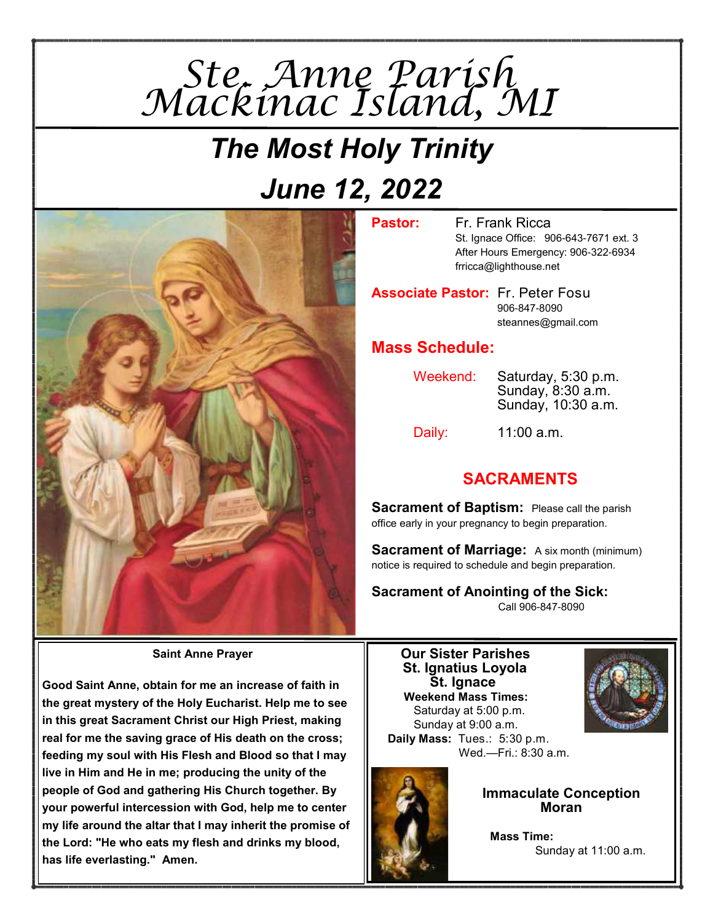# Ste. Anne Parish
# Mackinac Island, MI

## The Most Holy Trinity
## June 12, 2022

**Pastor:** Fr. Frank Ricca
St. Ignace Office: 906-643-7671 ext. 3
After Hours Emergency: 906-322-6934
frricca@lighthouse.net

**Associate Pastor:** Fr. Peter Fosu
906-847-8090
steannes@gmail.com

### Mass Schedule:

**Weekend:**
Saturday, 5:30 p.m.
Sunday, 8:30 a.m.
Sunday, 10:30 a.m.

**Daily:** 11:00 a.m.

### SACRAMENTS

**Sacrament of Baptism:** Please call the parish office early in your pregnancy to begin preparation.

**Sacrament of Marriage:** A six month (minimum) notice is required to schedule and begin preparation.

**Sacrament of Anointing of the Sick:** Call 906-847-8090

**Saint Anne Prayer**

**Good Saint Anne, obtain for me an increase of faith in the great mystery of the Holy Eucharist. Help me to see in this great Sacrament Christ our High Priest, making real for me the saving grace of His death on the cross; feeding my soul with His Flesh and Blood so that I may live in Him and He in me; producing the unity of the people of God and gathering His Church together. By your powerful intercession with God, help me to center my life around the altar that I may inherit the promise of the Lord: "He who eats my flesh and drinks my blood, has life everlasting." Amen.**

**Our Sister Parishes**
**St. Ignatius Loyola**
**St. Ignace**
**Weekend Mass Times:**
Saturday at 5:00 p.m.
Sunday at 9:00 a.m.
**Daily Mass:** Tues.: 5:30 p.m.
Wed.—Fri.: 8:30 a.m.

**Immaculate Conception**
**Moran**

**Mass Time:**
Sunday at 11:00 a.m.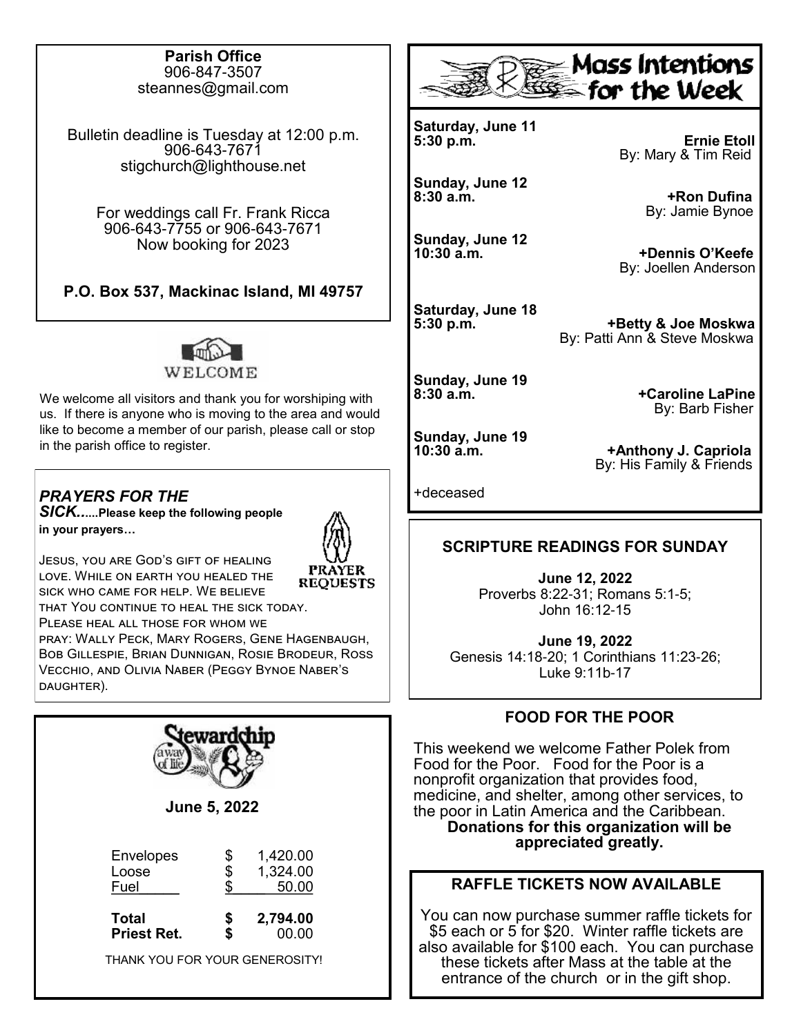**Parish Office**
906-847-3507
steannes@gmail.com

Bulletin deadline is Tuesday at 12:00 p.m.
906-643-7671
stigchurch@lighthouse.net

For weddings call Fr. Frank Ricca
906-643-7755 or 906-643-7671
Now booking for 2023

**P.O. Box 537, Mackinac Island, MI 49757**

WELCOME

We welcome all visitors and thank you for worshiping with us. If there is anyone who is moving to the area and would like to become a member of our parish, please call or stop in the parish office to register.

***PRAYERS FOR THE SICK...*****..Please keep the following people in your prayers…**

PRAYER REQUESTS

Jesus, you are God's gift of healing love. While on earth you healed the sick who came for help. We believe that You continue to heal the sick today. Please heal all those for whom we pray: Wally Peck, Mary Rogers, Gene Hagenbaugh, Bob Gillespie, Brian Dunnigan, Rosie Brodeur, Ross Vecchio, and Olivia Naber (Peggy Bynoe Naber's daughter).

## Stewardship a way of life

**June 5, 2022**

| | | |
|---|---|---|
| Envelopes | $ | 1,420.00 |
| Loose | $ | 1,324.00 |
| Fuel | $ | 50.00 |
| **Total** | **$** | **2,794.00** |
| **Priest Ret.** | **$** | 00.00 |

THANK YOU FOR YOUR GENEROSITY!

## Mass Intentions for the Week

**Saturday, June 11**
**5:30 p.m.** **Ernie Etoll**
By: Mary & Tim Reid

**Sunday, June 12**
**8:30 a.m.** **+Ron Dufina**
By: Jamie Bynoe

**Sunday, June 12**
**10:30 a.m.** **+Dennis O'Keefe**
By: Joellen Anderson

**Saturday, June 18**
**5:30 p.m.** **+Betty & Joe Moskwa**
By: Patti Ann & Steve Moskwa

**Sunday, June 19**
**8:30 a.m.** **+Caroline LaPine**
By: Barb Fisher

**Sunday, June 19**
**10:30 a.m.** **+Anthony J. Capriola**
By: His Family & Friends

+deceased

### SCRIPTURE READINGS FOR SUNDAY

**June 12, 2022**
Proverbs 8:22-31; Romans 5:1-5;
John 16:12-15

**June 19, 2022**
Genesis 14:18-20; 1 Corinthians 11:23-26;
Luke 9:11b-17

### FOOD FOR THE POOR

This weekend we welcome Father Polek from Food for the Poor. Food for the Poor is a nonprofit organization that provides food, medicine, and shelter, among other services, to the poor in Latin America and the Caribbean.
**Donations for this organization will be appreciated greatly.**

### RAFFLE TICKETS NOW AVAILABLE

You can now purchase summer raffle tickets for $5 each or 5 for $20. Winter raffle tickets are also available for $100 each. You can purchase these tickets after Mass at the table at the entrance of the church or in the gift shop.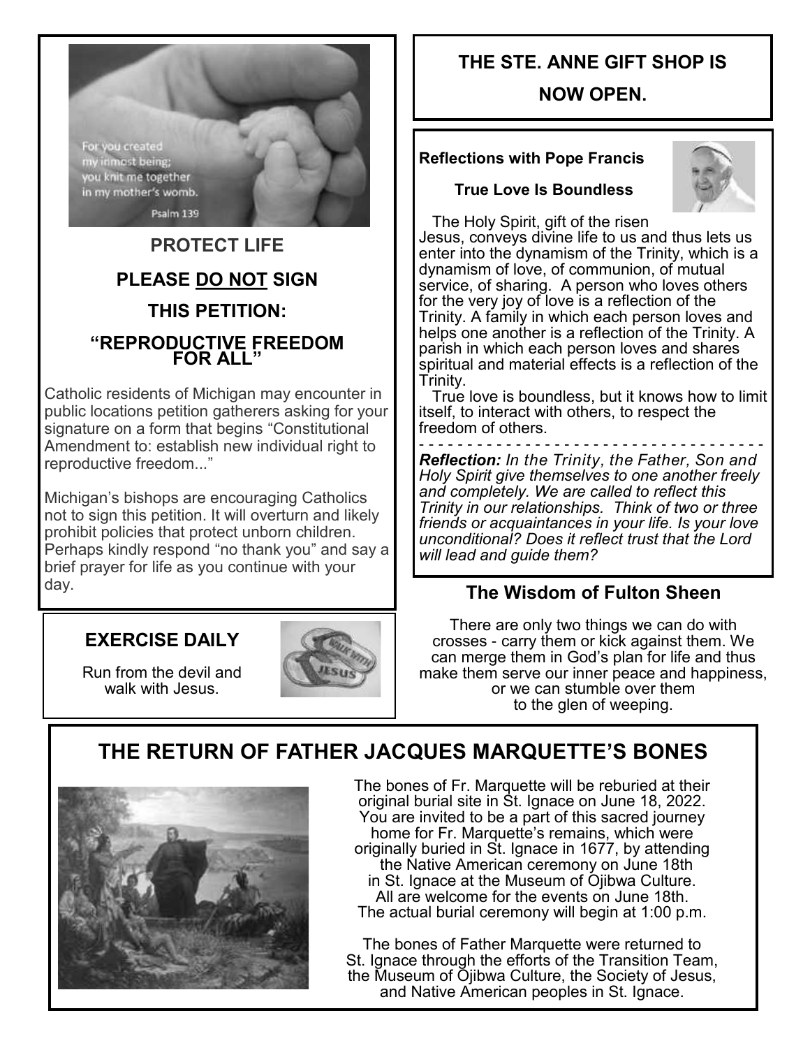For you created
my inmost being;
you knit me together
in my mother's womb.
Psalm 139

## PROTECT LIFE

## PLEASE <u>DO NOT</u> SIGN THIS PETITION: "REPRODUCTIVE FREEDOM FOR ALL"

Catholic residents of Michigan may encounter in public locations petition gatherers asking for your signature on a form that begins "Constitutional Amendment to: establish new individual right to reproductive freedom..."

Michigan's bishops are encouraging Catholics not to sign this petition. It will overturn and likely prohibit policies that protect unborn children. Perhaps kindly respond "no thank you" and say a brief prayer for life as you continue with your day.

## EXERCISE DAILY

Run from the devil and walk with Jesus.

## THE STE. ANNE GIFT SHOP IS NOW OPEN.

**Reflections with Pope Francis**

**True Love Is Boundless**

The Holy Spirit, gift of the risen Jesus, conveys divine life to us and thus lets us enter into the dynamism of the Trinity, which is a dynamism of love, of communion, of mutual service, of sharing. A person who loves others for the very joy of love is a reflection of the Trinity. A family in which each person loves and helps one another is a reflection of the Trinity. A parish in which each person loves and shares spiritual and material effects is a reflection of the Trinity.

True love is boundless, but it knows how to limit itself, to interact with others, to respect the freedom of others.

- - - - - - - - - - - - - - - - - - - - - - - - - - - - - - - - - - -

***Reflection:*** *In the Trinity, the Father, Son and Holy Spirit give themselves to one another freely and completely. We are called to reflect this Trinity in our relationships. Think of two or three friends or acquaintances in your life. Is your love unconditional? Does it reflect trust that the Lord will lead and guide them?*

## The Wisdom of Fulton Sheen

There are only two things we can do with crosses - carry them or kick against them. We can merge them in God's plan for life and thus make them serve our inner peace and happiness, or we can stumble over them to the glen of weeping.

## THE RETURN OF FATHER JACQUES MARQUETTE'S BONES

The bones of Fr. Marquette will be reburied at their original burial site in St. Ignace on June 18, 2022. You are invited to be a part of this sacred journey home for Fr. Marquette's remains, which were originally buried in St. Ignace in 1677, by attending the Native American ceremony on June 18th in St. Ignace at the Museum of Ojibwa Culture. All are welcome for the events on June 18th. The actual burial ceremony will begin at 1:00 p.m.

The bones of Father Marquette were returned to St. Ignace through the efforts of the Transition Team, the Museum of Ojibwa Culture, the Society of Jesus, and Native American peoples in St. Ignace.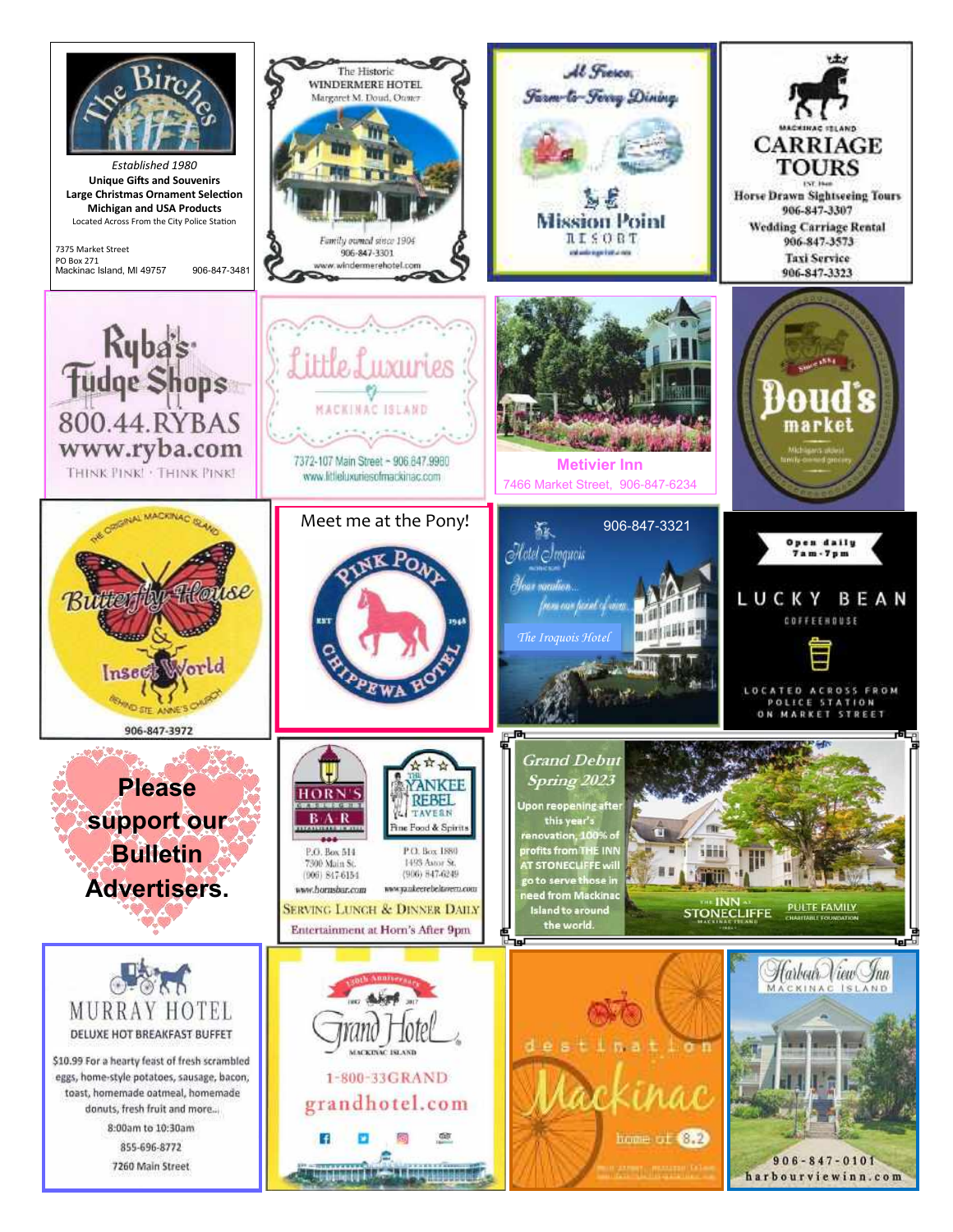**The Birches**

*Established 1980*

**Unique Gifts and Souvenirs**
**Large Christmas Ornament Selection**
**Michigan and USA Products**
Located Across From the City Police Station

7375 Market Street
PO Box 271
Mackinac Island, MI 49757 906-847-3481

The Historic
WINDERMERE HOTEL
Margaret M. Doud, Owner

Family owned since 1904
906-847-3301
www.windermerehotel.com

Al Fresco
Farm-to-Ferry Dining

Mission Point
RESORT

MACKINAC ISLAND
CARRIAGE TOURS
EST. 1869
Horse Drawn Sightseeing Tours
906-847-3307
Wedding Carriage Rental
906-847-3573
Taxi Service
906-847-3323

Ryba's Fudge Shops
800.44.RYBAS
www.ryba.com
THINK PINK! · THINK PINK!

Little Luxuries
MACKINAC ISLAND
7372-107 Main Street ~ 906.847.9980
www.littleluxuriesofmackinac.com

Metivier Inn
7466 Market Street, 906-847-6234

Doud's market
Since 1884
Michigan's oldest family-owned grocery

THE ORIGINAL MACKINAC ISLAND
Butterfly House & Insect World
BEHIND STE. ANNE'S CHURCH
906-847-3972

Meet me at the Pony!

PINK PONY
EST 1948
CHIPPEWA HOTEL

906-847-3321
Hotel Iroquois
Your vacation... from our point of view.
The Iroquois Hotel

Open daily
7am-7pm
LUCKY BEAN
COFFEEHOUSE
LOCATED ACROSS FROM
POLICE STATION
ON MARKET STREET

**Please support our Bulletin Advertisers.**

HORN'S GASLIGHT BAR
P.O. Box 514
7300 Main St.
(906) 847-6154
www.hornsbar.com

THE YANKEE REBEL TAVERN
Fine Food & Spirits
P.O. Box 1880
1493 Astor St.
(906) 847-6249
www.yankeerebeltavern.com

SERVING LUNCH & DINNER DAILY
Entertainment at Horn's After 9pm

Grand Debut
Spring 2023
Upon reopening after this year's renovation, 100% of profits from THE INN AT STONECLIFFE will go to serve those in need from Mackinac Island to around the world.

THE INN AT STONECLIFFE
MACKINAC ISLAND
PULTE FAMILY
CHARITABLE FOUNDATION

MURRAY HOTEL
DELUXE HOT BREAKFAST BUFFET
$10.99 For a hearty feast of fresh scrambled eggs, home-style potatoes, sausage, bacon, toast, homemade oatmeal, homemade donuts, fresh fruit and more...
8:00am to 10:30am
855-696-8772
7260 Main Street

130th Anniversary
1887 2017
Grand Hotel
MACKINAC ISLAND
1-800-33GRAND
grandhotel.com

destination Mackinac
home of 8.2

Harbour View Inn
MACKINAC ISLAND
906-847-0101
harbourviewinn.com